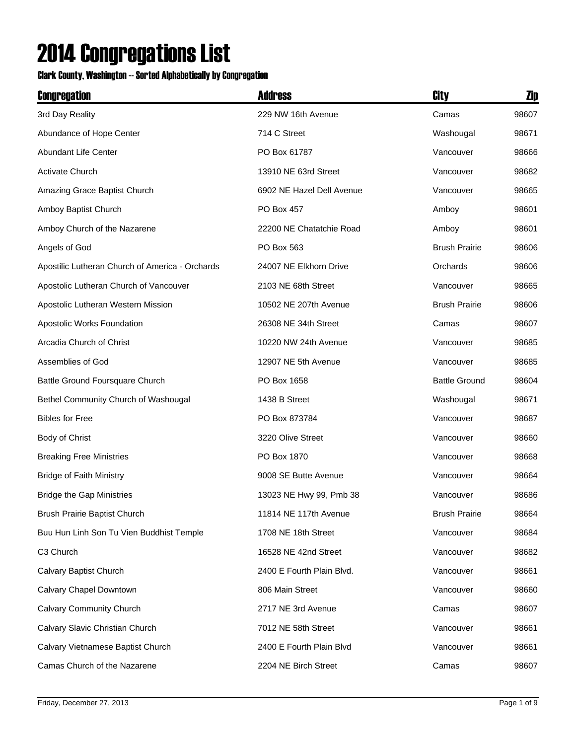# 2014 Congregations List

### Clark County, Washington -- Sorted Alphabetically by Congregation

| Congregation | Address | City | Zip |
| --- | --- | --- | --- |
| 3rd Day Reality | 229 NW 16th Avenue | Camas | 98607 |
| Abundance of Hope Center | 714 C Street | Washougal | 98671 |
| Abundant Life Center | PO Box 61787 | Vancouver | 98666 |
| Activate Church | 13910 NE 63rd Street | Vancouver | 98682 |
| Amazing Grace Baptist Church | 6902 NE Hazel Dell Avenue | Vancouver | 98665 |
| Amboy Baptist Church | PO Box 457 | Amboy | 98601 |
| Amboy Church of the Nazarene | 22200 NE Chatatchie Road | Amboy | 98601 |
| Angels of God | PO Box 563 | Brush Prairie | 98606 |
| Apostilic Lutheran Church of America - Orchards | 24007 NE Elkhorn Drive | Orchards | 98606 |
| Apostolic Lutheran Church of Vancouver | 2103 NE 68th Street | Vancouver | 98665 |
| Apostolic Lutheran Western Mission | 10502 NE 207th Avenue | Brush Prairie | 98606 |
| Apostolic Works Foundation | 26308 NE 34th Street | Camas | 98607 |
| Arcadia Church of Christ | 10220 NW 24th Avenue | Vancouver | 98685 |
| Assemblies of God | 12907 NE 5th Avenue | Vancouver | 98685 |
| Battle Ground Foursquare Church | PO Box 1658 | Battle Ground | 98604 |
| Bethel Community Church of Washougal | 1438 B Street | Washougal | 98671 |
| Bibles for Free | PO Box 873784 | Vancouver | 98687 |
| Body of Christ | 3220 Olive Street | Vancouver | 98660 |
| Breaking Free Ministries | PO Box 1870 | Vancouver | 98668 |
| Bridge of Faith Ministry | 9008 SE Butte Avenue | Vancouver | 98664 |
| Bridge the Gap Ministries | 13023 NE Hwy 99, Pmb 38 | Vancouver | 98686 |
| Brush Prairie Baptist Church | 11814 NE 117th Avenue | Brush Prairie | 98664 |
| Buu Hun Linh Son Tu Vien Buddhist Temple | 1708 NE 18th Street | Vancouver | 98684 |
| C3 Church | 16528 NE 42nd Street | Vancouver | 98682 |
| Calvary Baptist Church | 2400 E Fourth Plain Blvd. | Vancouver | 98661 |
| Calvary Chapel Downtown | 806 Main Street | Vancouver | 98660 |
| Calvary Community Church | 2717 NE 3rd Avenue | Camas | 98607 |
| Calvary Slavic Christian Church | 7012 NE 58th Street | Vancouver | 98661 |
| Calvary Vietnamese Baptist Church | 2400 E Fourth Plain Blvd | Vancouver | 98661 |
| Camas Church of the Nazarene | 2204 NE Birch Street | Camas | 98607 |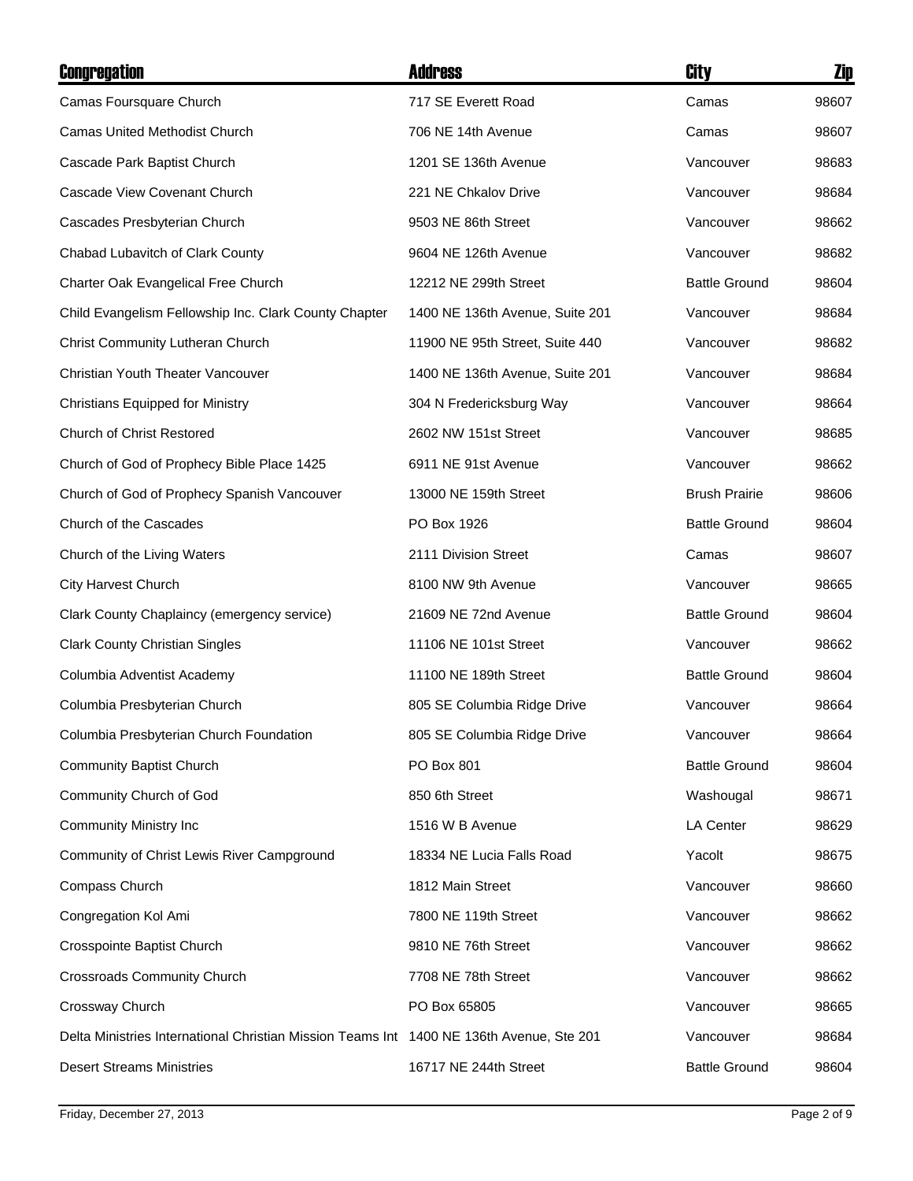| Congregation | Address | City | Zip |
|---|---|---|---|
| Camas Foursquare Church | 717 SE Everett Road | Camas | 98607 |
| Camas United Methodist Church | 706 NE 14th Avenue | Camas | 98607 |
| Cascade Park Baptist Church | 1201 SE 136th Avenue | Vancouver | 98683 |
| Cascade View Covenant Church | 221 NE Chkalov Drive | Vancouver | 98684 |
| Cascades Presbyterian Church | 9503 NE 86th Street | Vancouver | 98662 |
| Chabad Lubavitch of Clark County | 9604 NE 126th Avenue | Vancouver | 98682 |
| Charter Oak Evangelical Free Church | 12212 NE 299th Street | Battle Ground | 98604 |
| Child Evangelism Fellowship Inc. Clark County Chapter | 1400 NE 136th Avenue, Suite 201 | Vancouver | 98684 |
| Christ Community Lutheran Church | 11900 NE 95th Street, Suite 440 | Vancouver | 98682 |
| Christian Youth Theater Vancouver | 1400 NE 136th Avenue, Suite 201 | Vancouver | 98684 |
| Christians Equipped for Ministry | 304 N Fredericksburg Way | Vancouver | 98664 |
| Church of Christ Restored | 2602 NW 151st Street | Vancouver | 98685 |
| Church of God of Prophecy Bible Place 1425 | 6911 NE 91st Avenue | Vancouver | 98662 |
| Church of God of Prophecy Spanish Vancouver | 13000 NE 159th Street | Brush Prairie | 98606 |
| Church of the Cascades | PO Box 1926 | Battle Ground | 98604 |
| Church of the Living Waters | 2111 Division Street | Camas | 98607 |
| City Harvest Church | 8100 NW 9th Avenue | Vancouver | 98665 |
| Clark County Chaplaincy (emergency service) | 21609 NE 72nd Avenue | Battle Ground | 98604 |
| Clark County Christian Singles | 11106 NE 101st Street | Vancouver | 98662 |
| Columbia Adventist Academy | 11100 NE 189th Street | Battle Ground | 98604 |
| Columbia Presbyterian Church | 805 SE Columbia Ridge Drive | Vancouver | 98664 |
| Columbia Presbyterian Church Foundation | 805 SE Columbia Ridge Drive | Vancouver | 98664 |
| Community Baptist Church | PO Box 801 | Battle Ground | 98604 |
| Community Church of God | 850 6th Street | Washougal | 98671 |
| Community Ministry Inc | 1516 W B Avenue | LA Center | 98629 |
| Community of Christ Lewis River Campground | 18334 NE Lucia Falls Road | Yacolt | 98675 |
| Compass Church | 1812 Main Street | Vancouver | 98660 |
| Congregation Kol Ami | 7800 NE 119th Street | Vancouver | 98662 |
| Crosspointe Baptist Church | 9810 NE 76th Street | Vancouver | 98662 |
| Crossroads Community Church | 7708 NE 78th Street | Vancouver | 98662 |
| Crossway Church | PO Box 65805 | Vancouver | 98665 |
| Delta Ministries International Christian Mission Teams Int | 1400 NE 136th Avenue, Ste 201 | Vancouver | 98684 |
| Desert Streams Ministries | 16717 NE 244th Street | Battle Ground | 98604 |

Friday, December 27, 2013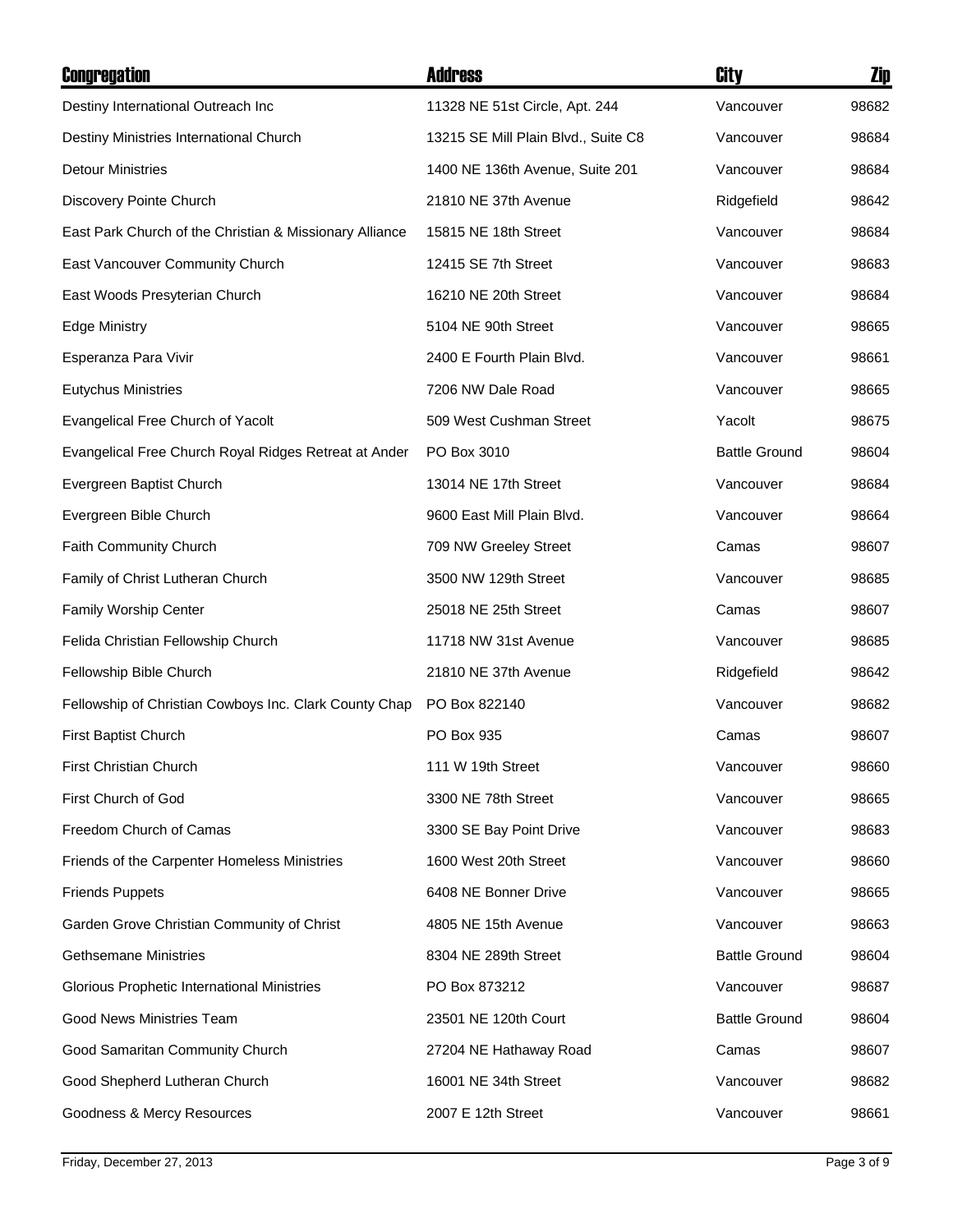| Congregation | Address | City | Zip |
|---|---|---|---|
| Destiny International Outreach Inc | 11328 NE 51st Circle, Apt. 244 | Vancouver | 98682 |
| Destiny Ministries International Church | 13215 SE Mill Plain Blvd., Suite C8 | Vancouver | 98684 |
| Detour Ministries | 1400 NE 136th Avenue, Suite 201 | Vancouver | 98684 |
| Discovery Pointe Church | 21810 NE 37th Avenue | Ridgefield | 98642 |
| East Park Church of the Christian & Missionary Alliance | 15815 NE 18th Street | Vancouver | 98684 |
| East Vancouver Community Church | 12415 SE 7th Street | Vancouver | 98683 |
| East Woods Presyterian Church | 16210 NE 20th Street | Vancouver | 98684 |
| Edge Ministry | 5104 NE 90th Street | Vancouver | 98665 |
| Esperanza Para Vivir | 2400 E Fourth Plain Blvd. | Vancouver | 98661 |
| Eutychus Ministries | 7206 NW Dale Road | Vancouver | 98665 |
| Evangelical Free Church of Yacolt | 509 West Cushman Street | Yacolt | 98675 |
| Evangelical Free Church Royal Ridges Retreat at Ander | PO Box 3010 | Battle Ground | 98604 |
| Evergreen Baptist Church | 13014 NE 17th Street | Vancouver | 98684 |
| Evergreen Bible Church | 9600 East Mill Plain Blvd. | Vancouver | 98664 |
| Faith Community Church | 709 NW Greeley Street | Camas | 98607 |
| Family of Christ Lutheran Church | 3500 NW 129th Street | Vancouver | 98685 |
| Family Worship Center | 25018 NE 25th Street | Camas | 98607 |
| Felida Christian Fellowship Church | 11718 NW 31st Avenue | Vancouver | 98685 |
| Fellowship Bible Church | 21810 NE 37th Avenue | Ridgefield | 98642 |
| Fellowship of Christian Cowboys Inc. Clark County Chap | PO Box 822140 | Vancouver | 98682 |
| First Baptist Church | PO Box 935 | Camas | 98607 |
| First Christian Church | 111 W 19th Street | Vancouver | 98660 |
| First Church of God | 3300 NE 78th Street | Vancouver | 98665 |
| Freedom Church of Camas | 3300 SE Bay Point Drive | Vancouver | 98683 |
| Friends of the Carpenter Homeless Ministries | 1600 West 20th Street | Vancouver | 98660 |
| Friends Puppets | 6408 NE Bonner Drive | Vancouver | 98665 |
| Garden Grove Christian Community of Christ | 4805 NE 15th Avenue | Vancouver | 98663 |
| Gethsemane Ministries | 8304 NE 289th Street | Battle Ground | 98604 |
| Glorious Prophetic International Ministries | PO Box 873212 | Vancouver | 98687 |
| Good News Ministries Team | 23501 NE 120th Court | Battle Ground | 98604 |
| Good Samaritan Community Church | 27204 NE Hathaway Road | Camas | 98607 |
| Good Shepherd Lutheran Church | 16001 NE 34th Street | Vancouver | 98682 |
| Goodness & Mercy Resources | 2007 E 12th Street | Vancouver | 98661 |

Friday, December 27, 2013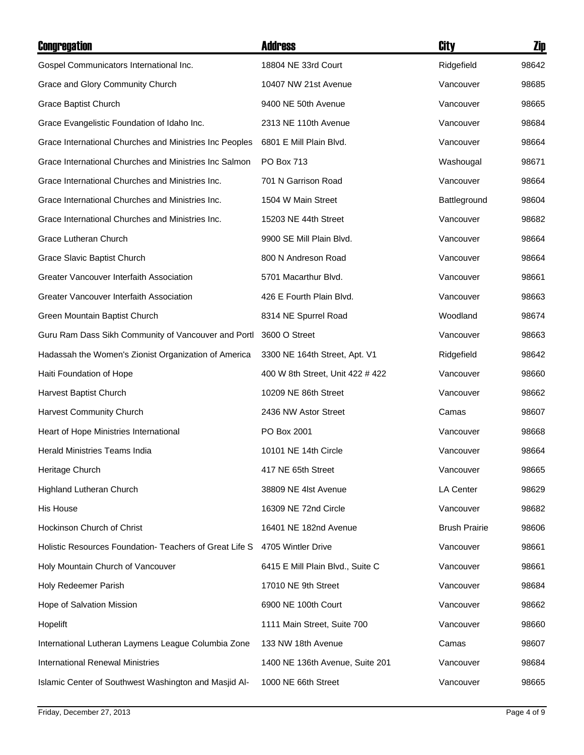| Congregation | Address | City | Zip |
|---|---|---|---|
| Gospel Communicators International Inc. | 18804 NE 33rd Court | Ridgefield | 98642 |
| Grace and Glory Community Church | 10407 NW 21st Avenue | Vancouver | 98685 |
| Grace Baptist Church | 9400 NE 50th Avenue | Vancouver | 98665 |
| Grace Evangelistic Foundation of Idaho Inc. | 2313 NE 110th Avenue | Vancouver | 98684 |
| Grace International Churches and Ministries Inc Peoples | 6801 E Mill Plain Blvd. | Vancouver | 98664 |
| Grace International Churches and Ministries Inc Salmon | PO Box 713 | Washougal | 98671 |
| Grace International Churches and Ministries Inc. | 701 N Garrison Road | Vancouver | 98664 |
| Grace International Churches and Ministries Inc. | 1504 W Main Street | Battleground | 98604 |
| Grace International Churches and Ministries Inc. | 15203 NE 44th Street | Vancouver | 98682 |
| Grace Lutheran Church | 9900 SE Mill Plain Blvd. | Vancouver | 98664 |
| Grace Slavic Baptist Church | 800 N Andreson Road | Vancouver | 98664 |
| Greater Vancouver Interfaith Association | 5701 Macarthur Blvd. | Vancouver | 98661 |
| Greater Vancouver Interfaith Association | 426 E Fourth Plain Blvd. | Vancouver | 98663 |
| Green Mountain Baptist Church | 8314 NE Spurrel Road | Woodland | 98674 |
| Guru Ram Dass Sikh Community of Vancouver and Portl | 3600 O Street | Vancouver | 98663 |
| Hadassah the Women's Zionist Organization of America | 3300 NE 164th Street, Apt. V1 | Ridgefield | 98642 |
| Haiti Foundation of Hope | 400 W 8th Street, Unit 422 # 422 | Vancouver | 98660 |
| Harvest Baptist Church | 10209 NE 86th Street | Vancouver | 98662 |
| Harvest Community Church | 2436 NW Astor Street | Camas | 98607 |
| Heart of Hope Ministries International | PO Box 2001 | Vancouver | 98668 |
| Herald Ministries Teams India | 10101 NE 14th Circle | Vancouver | 98664 |
| Heritage Church | 417 NE 65th Street | Vancouver | 98665 |
| Highland Lutheran Church | 38809 NE 4lst Avenue | LA Center | 98629 |
| His House | 16309 NE 72nd Circle | Vancouver | 98682 |
| Hockinson Church of Christ | 16401 NE 182nd Avenue | Brush Prairie | 98606 |
| Holistic Resources Foundation- Teachers of Great Life S | 4705 Wintler Drive | Vancouver | 98661 |
| Holy Mountain Church of Vancouver | 6415 E Mill Plain Blvd., Suite C | Vancouver | 98661 |
| Holy Redeemer Parish | 17010 NE 9th Street | Vancouver | 98684 |
| Hope of Salvation Mission | 6900 NE 100th Court | Vancouver | 98662 |
| Hopelift | 1111 Main Street, Suite 700 | Vancouver | 98660 |
| International Lutheran Laymens League Columbia Zone | 133 NW 18th Avenue | Camas | 98607 |
| International Renewal Ministries | 1400 NE 136th Avenue, Suite 201 | Vancouver | 98684 |
| Islamic Center of Southwest Washington and Masjid Al- | 1000 NE 66th Street | Vancouver | 98665 |

Friday, December 27, 2013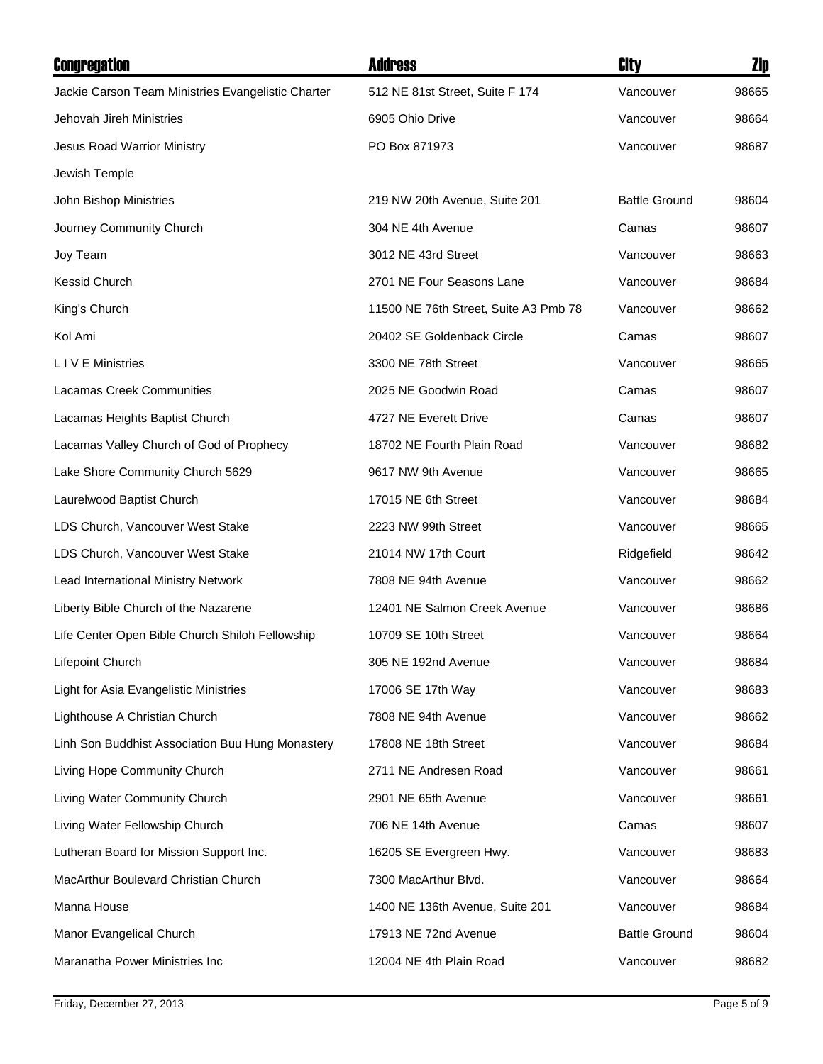| Congregation | Address | City | Zip |
|---|---|---|---|
| Jackie Carson Team Ministries Evangelistic Charter | 512 NE 81st Street, Suite F 174 | Vancouver | 98665 |
| Jehovah Jireh Ministries | 6905 Ohio Drive | Vancouver | 98664 |
| Jesus Road Warrior Ministry | PO Box 871973 | Vancouver | 98687 |
| Jewish Temple | | | |
| John Bishop Ministries | 219 NW 20th Avenue, Suite 201 | Battle Ground | 98604 |
| Journey Community Church | 304 NE 4th Avenue | Camas | 98607 |
| Joy Team | 3012 NE 43rd Street | Vancouver | 98663 |
| Kessid Church | 2701 NE Four Seasons Lane | Vancouver | 98684 |
| King's Church | 11500 NE 76th Street, Suite A3 Pmb 78 | Vancouver | 98662 |
| Kol Ami | 20402 SE Goldenback Circle | Camas | 98607 |
| L I V E Ministries | 3300 NE 78th Street | Vancouver | 98665 |
| Lacamas Creek Communities | 2025 NE Goodwin Road | Camas | 98607 |
| Lacamas Heights Baptist Church | 4727 NE Everett Drive | Camas | 98607 |
| Lacamas Valley Church of God of Prophecy | 18702 NE Fourth Plain Road | Vancouver | 98682 |
| Lake Shore Community Church 5629 | 9617 NW 9th Avenue | Vancouver | 98665 |
| Laurelwood Baptist Church | 17015 NE 6th Street | Vancouver | 98684 |
| LDS Church, Vancouver West Stake | 2223 NW 99th Street | Vancouver | 98665 |
| LDS Church, Vancouver West Stake | 21014 NW 17th Court | Ridgefield | 98642 |
| Lead International Ministry Network | 7808 NE 94th Avenue | Vancouver | 98662 |
| Liberty Bible Church of the Nazarene | 12401 NE Salmon Creek Avenue | Vancouver | 98686 |
| Life Center Open Bible Church Shiloh Fellowship | 10709 SE 10th Street | Vancouver | 98664 |
| Lifepoint Church | 305 NE 192nd Avenue | Vancouver | 98684 |
| Light for Asia Evangelistic Ministries | 17006 SE 17th Way | Vancouver | 98683 |
| Lighthouse A Christian Church | 7808 NE 94th Avenue | Vancouver | 98662 |
| Linh Son Buddhist Association Buu Hung Monastery | 17808 NE 18th Street | Vancouver | 98684 |
| Living Hope Community Church | 2711 NE Andresen Road | Vancouver | 98661 |
| Living Water Community Church | 2901 NE 65th Avenue | Vancouver | 98661 |
| Living Water Fellowship Church | 706 NE 14th Avenue | Camas | 98607 |
| Lutheran Board for Mission Support Inc. | 16205 SE Evergreen Hwy. | Vancouver | 98683 |
| MacArthur Boulevard Christian Church | 7300 MacArthur Blvd. | Vancouver | 98664 |
| Manna House | 1400 NE 136th Avenue, Suite 201 | Vancouver | 98684 |
| Manor Evangelical Church | 17913 NE 72nd Avenue | Battle Ground | 98604 |
| Maranatha Power Ministries Inc | 12004 NE 4th Plain Road | Vancouver | 98682 |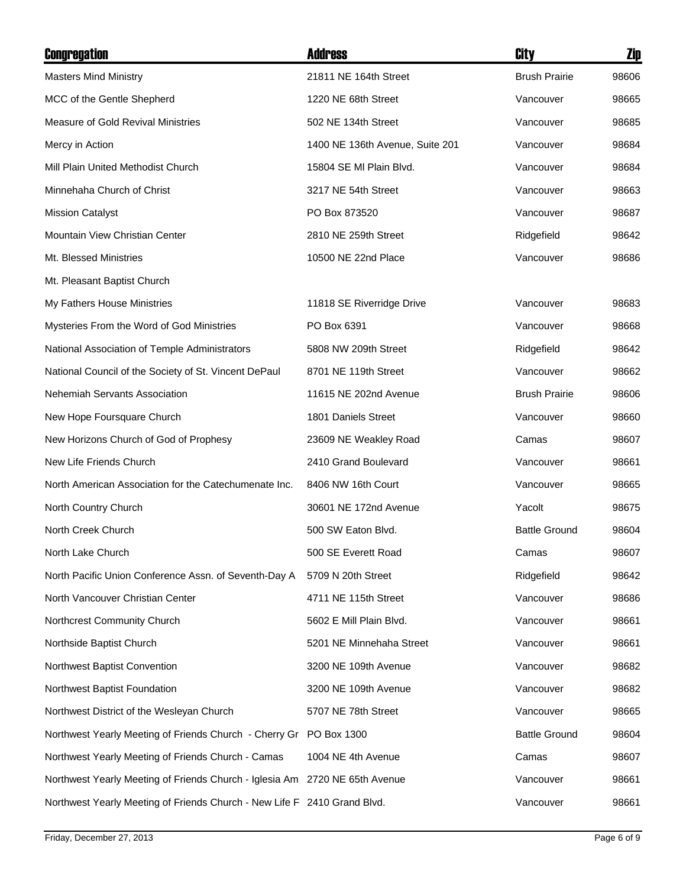| Congregation | Address | City | Zip |
|---|---|---|---|
| Masters Mind Ministry | 21811 NE 164th Street | Brush Prairie | 98606 |
| MCC of the Gentle Shepherd | 1220 NE 68th Street | Vancouver | 98665 |
| Measure of Gold Revival Ministries | 502 NE 134th Street | Vancouver | 98685 |
| Mercy in Action | 1400 NE 136th Avenue, Suite 201 | Vancouver | 98684 |
| Mill Plain United Methodist Church | 15804 SE Ml Plain Blvd. | Vancouver | 98684 |
| Minnehaha Church of Christ | 3217 NE 54th Street | Vancouver | 98663 |
| Mission Catalyst | PO Box 873520 | Vancouver | 98687 |
| Mountain View Christian Center | 2810 NE 259th Street | Ridgefield | 98642 |
| Mt. Blessed Ministries | 10500 NE 22nd Place | Vancouver | 98686 |
| Mt. Pleasant Baptist Church | | | |
| My Fathers House Ministries | 11818 SE Riverridge Drive | Vancouver | 98683 |
| Mysteries From the Word of God Ministries | PO Box 6391 | Vancouver | 98668 |
| National Association of Temple Administrators | 5808 NW 209th Street | Ridgefield | 98642 |
| National Council of the Society of St. Vincent DePaul | 8701 NE 119th Street | Vancouver | 98662 |
| Nehemiah Servants Association | 11615 NE 202nd Avenue | Brush Prairie | 98606 |
| New Hope Foursquare Church | 1801 Daniels Street | Vancouver | 98660 |
| New Horizons Church of God of Prophesy | 23609 NE Weakley Road | Camas | 98607 |
| New Life Friends Church | 2410 Grand Boulevard | Vancouver | 98661 |
| North American Association for the Catechumenate Inc. | 8406 NW 16th Court | Vancouver | 98665 |
| North Country Church | 30601 NE 172nd Avenue | Yacolt | 98675 |
| North Creek Church | 500 SW Eaton Blvd. | Battle Ground | 98604 |
| North Lake Church | 500 SE Everett Road | Camas | 98607 |
| North Pacific Union Conference Assn. of Seventh-Day A | 5709 N 20th Street | Ridgefield | 98642 |
| North Vancouver Christian Center | 4711 NE 115th Street | Vancouver | 98686 |
| Northcrest Community Church | 5602 E Mill Plain Blvd. | Vancouver | 98661 |
| Northside Baptist Church | 5201 NE Minnehaha Street | Vancouver | 98661 |
| Northwest Baptist Convention | 3200 NE 109th Avenue | Vancouver | 98682 |
| Northwest Baptist Foundation | 3200 NE 109th Avenue | Vancouver | 98682 |
| Northwest District of the Wesleyan Church | 5707 NE 78th Street | Vancouver | 98665 |
| Northwest Yearly Meeting of Friends Church - Cherry Gr | PO Box 1300 | Battle Ground | 98604 |
| Northwest Yearly Meeting of Friends Church - Camas | 1004 NE 4th Avenue | Camas | 98607 |
| Northwest Yearly Meeting of Friends Church - Iglesia Am | 2720 NE 65th Avenue | Vancouver | 98661 |
| Northwest Yearly Meeting of Friends Church - New Life F | 2410 Grand Blvd. | Vancouver | 98661 |

Friday, December 27, 2013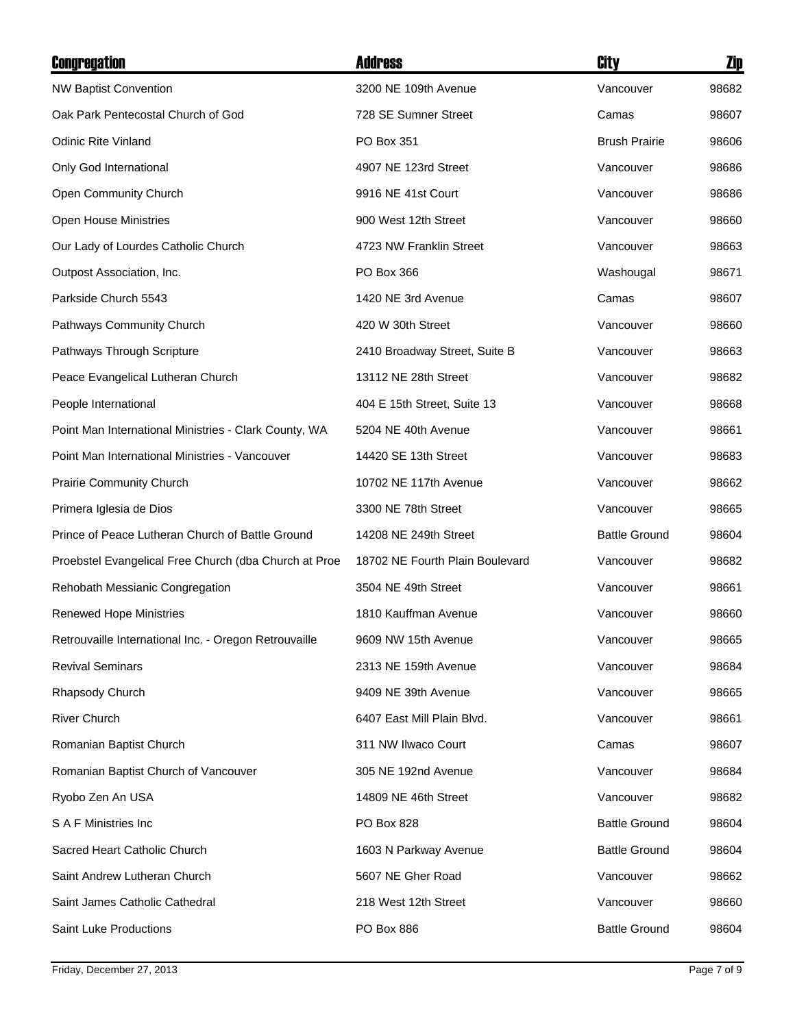| Congregation | Address | City | Zip |
| --- | --- | --- | --- |
| NW Baptist Convention | 3200 NE 109th Avenue | Vancouver | 98682 |
| Oak Park Pentecostal Church of God | 728 SE Sumner Street | Camas | 98607 |
| Odinic Rite Vinland | PO Box 351 | Brush Prairie | 98606 |
| Only God International | 4907 NE 123rd Street | Vancouver | 98686 |
| Open Community Church | 9916 NE 41st Court | Vancouver | 98686 |
| Open House Ministries | 900 West 12th Street | Vancouver | 98660 |
| Our Lady of Lourdes Catholic Church | 4723 NW Franklin Street | Vancouver | 98663 |
| Outpost Association, Inc. | PO Box 366 | Washougal | 98671 |
| Parkside Church 5543 | 1420 NE 3rd Avenue | Camas | 98607 |
| Pathways Community Church | 420 W 30th Street | Vancouver | 98660 |
| Pathways Through Scripture | 2410 Broadway Street, Suite B | Vancouver | 98663 |
| Peace Evangelical Lutheran Church | 13112 NE 28th Street | Vancouver | 98682 |
| People International | 404 E 15th Street, Suite 13 | Vancouver | 98668 |
| Point Man International Ministries - Clark County, WA | 5204 NE 40th Avenue | Vancouver | 98661 |
| Point Man International Ministries - Vancouver | 14420 SE 13th Street | Vancouver | 98683 |
| Prairie Community Church | 10702 NE 117th Avenue | Vancouver | 98662 |
| Primera Iglesia de Dios | 3300 NE 78th Street | Vancouver | 98665 |
| Prince of Peace Lutheran Church of Battle Ground | 14208 NE 249th Street | Battle Ground | 98604 |
| Proebstel Evangelical Free Church (dba Church at Proe | 18702 NE Fourth Plain Boulevard | Vancouver | 98682 |
| Rehobath Messianic Congregation | 3504 NE 49th Street | Vancouver | 98661 |
| Renewed Hope Ministries | 1810 Kauffman Avenue | Vancouver | 98660 |
| Retrouvaille International Inc. - Oregon Retrouvaille | 9609 NW 15th Avenue | Vancouver | 98665 |
| Revival Seminars | 2313 NE 159th Avenue | Vancouver | 98684 |
| Rhapsody Church | 9409 NE 39th Avenue | Vancouver | 98665 |
| River Church | 6407 East Mill Plain Blvd. | Vancouver | 98661 |
| Romanian Baptist Church | 311 NW Ilwaco Court | Camas | 98607 |
| Romanian Baptist Church of Vancouver | 305 NE 192nd Avenue | Vancouver | 98684 |
| Ryobo Zen An USA | 14809 NE 46th Street | Vancouver | 98682 |
| S A F Ministries Inc | PO Box 828 | Battle Ground | 98604 |
| Sacred Heart Catholic Church | 1603 N Parkway Avenue | Battle Ground | 98604 |
| Saint Andrew Lutheran Church | 5607 NE Gher Road | Vancouver | 98662 |
| Saint James Catholic Cathedral | 218 West 12th Street | Vancouver | 98660 |
| Saint Luke Productions | PO Box 886 | Battle Ground | 98604 |

Friday, December 27, 2013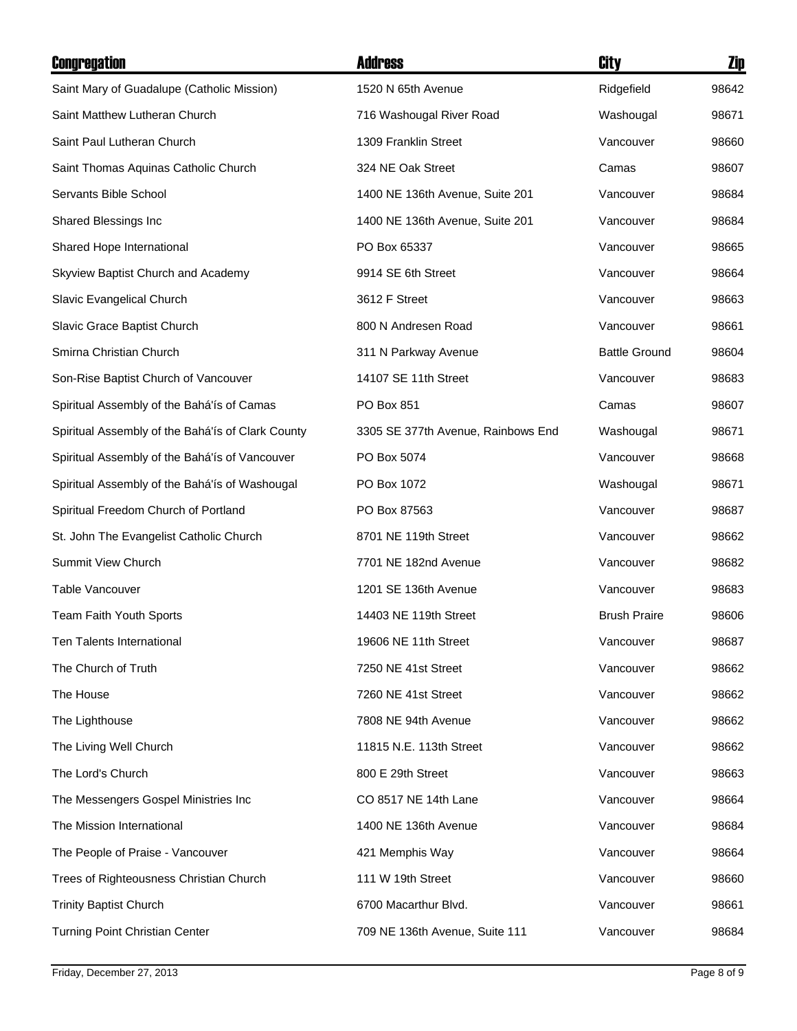| Congregation | Address | City | Zip |
|---|---|---|---|
| Saint Mary of Guadalupe (Catholic Mission) | 1520 N 65th Avenue | Ridgefield | 98642 |
| Saint Matthew Lutheran Church | 716 Washougal River Road | Washougal | 98671 |
| Saint Paul Lutheran Church | 1309 Franklin Street | Vancouver | 98660 |
| Saint Thomas Aquinas Catholic Church | 324 NE Oak Street | Camas | 98607 |
| Servants Bible School | 1400 NE 136th Avenue, Suite 201 | Vancouver | 98684 |
| Shared Blessings Inc | 1400 NE 136th Avenue, Suite 201 | Vancouver | 98684 |
| Shared Hope International | PO Box 65337 | Vancouver | 98665 |
| Skyview Baptist Church and Academy | 9914 SE 6th Street | Vancouver | 98664 |
| Slavic Evangelical Church | 3612 F Street | Vancouver | 98663 |
| Slavic Grace Baptist Church | 800 N Andresen Road | Vancouver | 98661 |
| Smirna Christian Church | 311 N Parkway Avenue | Battle Ground | 98604 |
| Son-Rise Baptist Church of Vancouver | 14107 SE 11th Street | Vancouver | 98683 |
| Spiritual Assembly of the Bahá'ís of Camas | PO Box 851 | Camas | 98607 |
| Spiritual Assembly of the Bahá'ís of Clark County | 3305 SE 377th Avenue, Rainbows End | Washougal | 98671 |
| Spiritual Assembly of the Bahá'ís of Vancouver | PO Box 5074 | Vancouver | 98668 |
| Spiritual Assembly of the Bahá'ís of Washougal | PO Box 1072 | Washougal | 98671 |
| Spiritual Freedom Church of Portland | PO Box 87563 | Vancouver | 98687 |
| St. John The Evangelist Catholic Church | 8701 NE 119th Street | Vancouver | 98662 |
| Summit View Church | 7701 NE 182nd Avenue | Vancouver | 98682 |
| Table Vancouver | 1201 SE 136th Avenue | Vancouver | 98683 |
| Team Faith Youth Sports | 14403 NE 119th Street | Brush Praire | 98606 |
| Ten Talents International | 19606 NE 11th Street | Vancouver | 98687 |
| The Church of Truth | 7250 NE 41st Street | Vancouver | 98662 |
| The House | 7260 NE 41st Street | Vancouver | 98662 |
| The Lighthouse | 7808 NE 94th Avenue | Vancouver | 98662 |
| The Living Well Church | 11815 N.E. 113th Street | Vancouver | 98662 |
| The Lord's Church | 800 E 29th Street | Vancouver | 98663 |
| The Messengers Gospel Ministries Inc | CO 8517 NE 14th Lane | Vancouver | 98664 |
| The Mission International | 1400 NE 136th Avenue | Vancouver | 98684 |
| The People of Praise - Vancouver | 421 Memphis Way | Vancouver | 98664 |
| Trees of Righteousness Christian Church | 111 W 19th Street | Vancouver | 98660 |
| Trinity Baptist Church | 6700 Macarthur Blvd. | Vancouver | 98661 |
| Turning Point Christian Center | 709 NE 136th Avenue, Suite 111 | Vancouver | 98684 |

Friday, December 27, 2013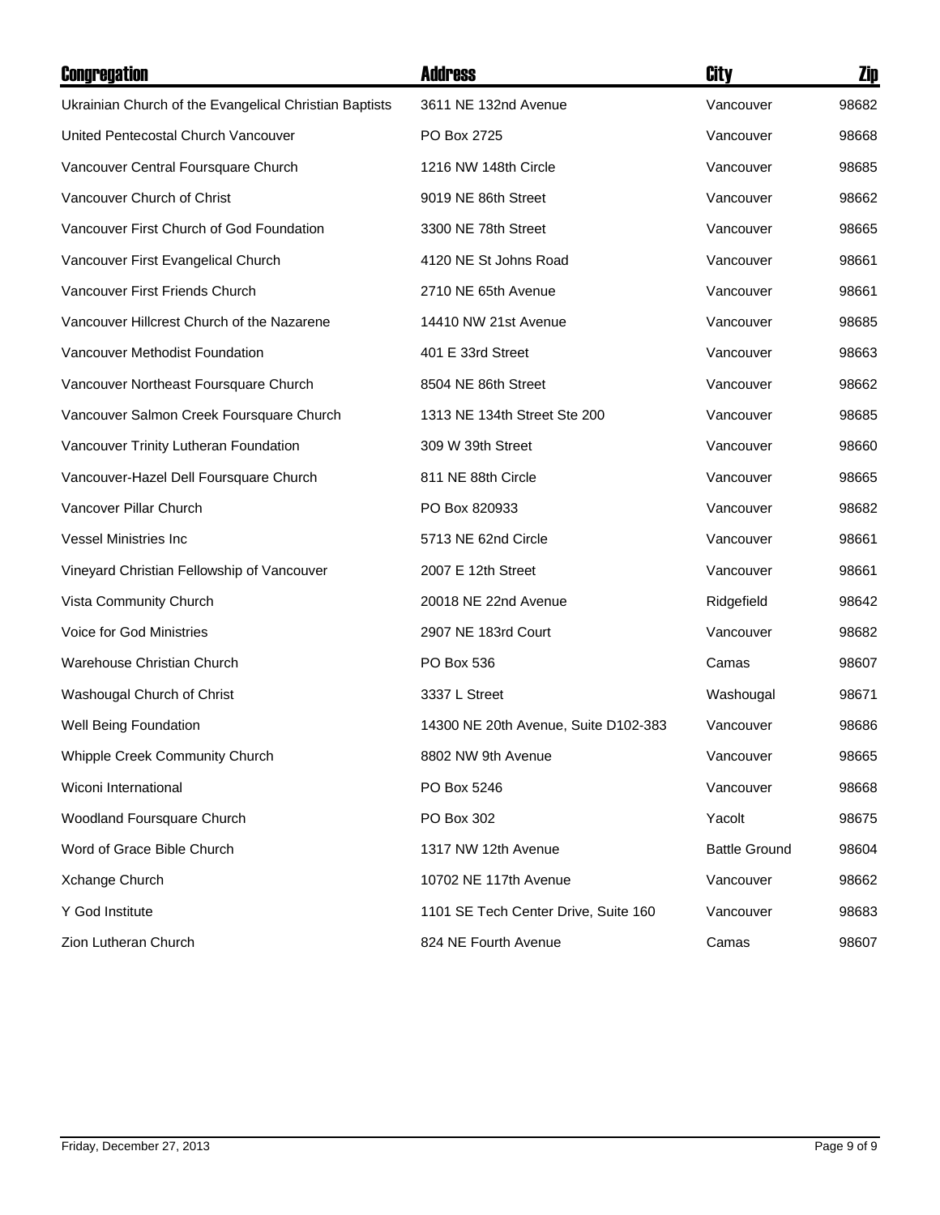| Congregation | Address | City | Zip |
|---|---|---|---|
| Ukrainian Church of the Evangelical Christian Baptists | 3611 NE 132nd Avenue | Vancouver | 98682 |
| United Pentecostal Church Vancouver | PO Box 2725 | Vancouver | 98668 |
| Vancouver Central Foursquare Church | 1216 NW 148th Circle | Vancouver | 98685 |
| Vancouver Church of Christ | 9019 NE 86th Street | Vancouver | 98662 |
| Vancouver First Church of God Foundation | 3300 NE 78th Street | Vancouver | 98665 |
| Vancouver First Evangelical Church | 4120 NE St Johns Road | Vancouver | 98661 |
| Vancouver First Friends Church | 2710 NE 65th Avenue | Vancouver | 98661 |
| Vancouver Hillcrest Church of the Nazarene | 14410 NW 21st Avenue | Vancouver | 98685 |
| Vancouver Methodist Foundation | 401 E 33rd Street | Vancouver | 98663 |
| Vancouver Northeast Foursquare Church | 8504 NE 86th Street | Vancouver | 98662 |
| Vancouver Salmon Creek Foursquare Church | 1313 NE 134th Street Ste 200 | Vancouver | 98685 |
| Vancouver Trinity Lutheran Foundation | 309 W 39th Street | Vancouver | 98660 |
| Vancouver-Hazel Dell Foursquare Church | 811 NE 88th Circle | Vancouver | 98665 |
| Vancover Pillar Church | PO Box 820933 | Vancouver | 98682 |
| Vessel Ministries Inc | 5713 NE 62nd Circle | Vancouver | 98661 |
| Vineyard Christian Fellowship of Vancouver | 2007 E 12th Street | Vancouver | 98661 |
| Vista Community Church | 20018 NE 22nd Avenue | Ridgefield | 98642 |
| Voice for God Ministries | 2907 NE 183rd Court | Vancouver | 98682 |
| Warehouse Christian Church | PO Box 536 | Camas | 98607 |
| Washougal Church of Christ | 3337 L Street | Washougal | 98671 |
| Well Being Foundation | 14300 NE 20th Avenue, Suite D102-383 | Vancouver | 98686 |
| Whipple Creek Community Church | 8802 NW 9th Avenue | Vancouver | 98665 |
| Wiconi International | PO Box 5246 | Vancouver | 98668 |
| Woodland Foursquare Church | PO Box 302 | Yacolt | 98675 |
| Word of Grace Bible Church | 1317 NW 12th Avenue | Battle Ground | 98604 |
| Xchange Church | 10702 NE 117th Avenue | Vancouver | 98662 |
| Y God Institute | 1101 SE Tech Center Drive, Suite 160 | Vancouver | 98683 |
| Zion Lutheran Church | 824 NE Fourth Avenue | Camas | 98607 |

Friday, December 27, 2013